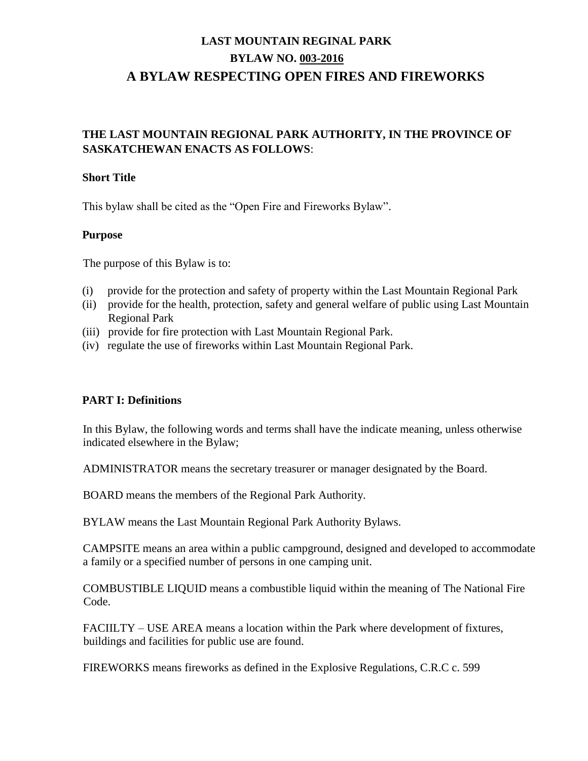# LAST MOUNTAIN REGINAL PARK

## BYLAW NO. 003-2016

## A BYLAW RESPECTING OPEN FIRES AND FIREWORKS

**THE LAST MOUNTAIN REGIONAL PARK AUTHORITY, IN THE PROVINCE OF SASKATCHEWAN ENACTS AS FOLLOWS**:

**Short Title**

This bylaw shall be cited as the "Open Fire and Fireworks Bylaw".

**Purpose**

The purpose of this Bylaw is to:

(i) provide for the protection and safety of property within the Last Mountain Regional Park
(ii) provide for the health, protection, safety and general welfare of public using Last Mountain Regional Park
(iii) provide for fire protection with Last Mountain Regional Park.
(iv) regulate the use of fireworks within Last Mountain Regional Park.

**PART I: Definitions**

In this Bylaw, the following words and terms shall have the indicate meaning, unless otherwise indicated elsewhere in the Bylaw;

ADMINISTRATOR means the secretary treasurer or manager designated by the Board.

BOARD means the members of the Regional Park Authority.

BYLAW means the Last Mountain Regional Park Authority Bylaws.

CAMPSITE means an area within a public campground, designed and developed to accommodate a family or a specified number of persons in one camping unit.

COMBUSTIBLE LIQUID means a combustible liquid within the meaning of The National Fire Code.

FACIILTY – USE AREA means a location within the Park where development of fixtures, buildings and facilities for public use are found.

FIREWORKS means fireworks as defined in the Explosive Regulations, C.R.C c. 599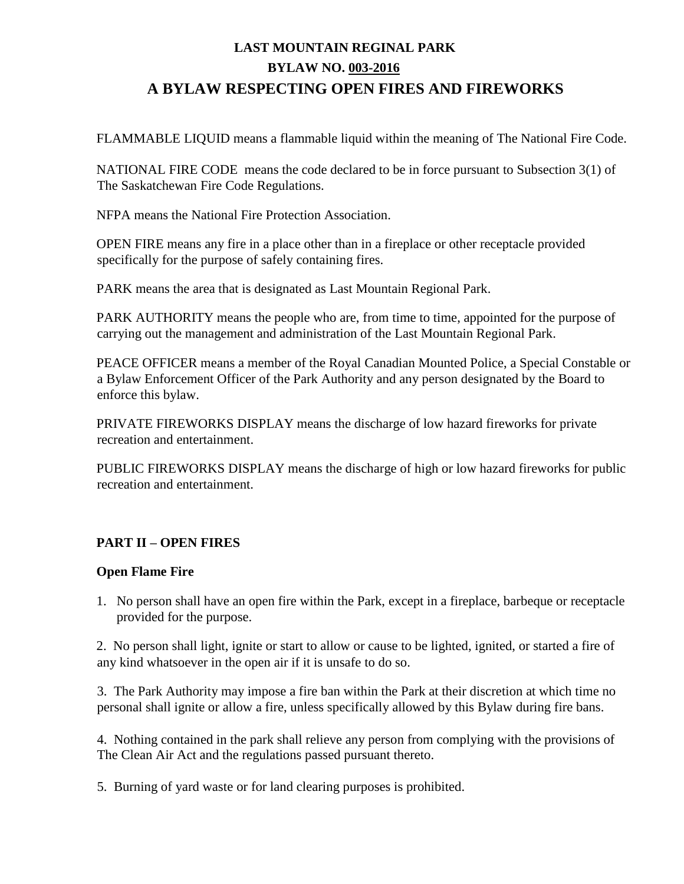# LAST MOUNTAIN REGINAL PARK

## BYLAW NO. 003-2016

## A BYLAW RESPECTING OPEN FIRES AND FIREWORKS

FLAMMABLE LIQUID means a flammable liquid within the meaning of The National Fire Code.

NATIONAL FIRE CODE means the code declared to be in force pursuant to Subsection 3(1) of The Saskatchewan Fire Code Regulations.

NFPA means the National Fire Protection Association.

OPEN FIRE means any fire in a place other than in a fireplace or other receptacle provided specifically for the purpose of safely containing fires.

PARK means the area that is designated as Last Mountain Regional Park.

PARK AUTHORITY means the people who are, from time to time, appointed for the purpose of carrying out the management and administration of the Last Mountain Regional Park.

PEACE OFFICER means a member of the Royal Canadian Mounted Police, a Special Constable or a Bylaw Enforcement Officer of the Park Authority and any person designated by the Board to enforce this bylaw.

PRIVATE FIREWORKS DISPLAY means the discharge of low hazard fireworks for private recreation and entertainment.

PUBLIC FIREWORKS DISPLAY means the discharge of high or low hazard fireworks for public recreation and entertainment.

### PART II – OPEN FIRES

**Open Flame Fire**

1. No person shall have an open fire within the Park, except in a fireplace, barbeque or receptacle provided for the purpose.

2. No person shall light, ignite or start to allow or cause to be lighted, ignited, or started a fire of any kind whatsoever in the open air if it is unsafe to do so.

3. The Park Authority may impose a fire ban within the Park at their discretion at which time no personal shall ignite or allow a fire, unless specifically allowed by this Bylaw during fire bans.

4. Nothing contained in the park shall relieve any person from complying with the provisions of The Clean Air Act and the regulations passed pursuant thereto.

5. Burning of yard waste or for land clearing purposes is prohibited.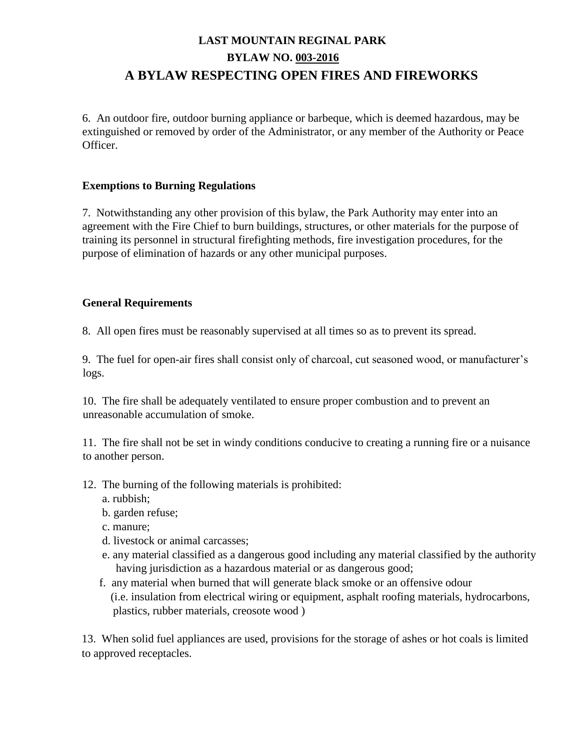# LAST MOUNTAIN REGINAL PARK
## BYLAW NO. 003-2016
## A BYLAW RESPECTING OPEN FIRES AND FIREWORKS

6. An outdoor fire, outdoor burning appliance or barbeque, which is deemed hazardous, may be extinguished or removed by order of the Administrator, or any member of the Authority or Peace Officer.

**Exemptions to Burning Regulations**

7. Notwithstanding any other provision of this bylaw, the Park Authority may enter into an agreement with the Fire Chief to burn buildings, structures, or other materials for the purpose of training its personnel in structural firefighting methods, fire investigation procedures, for the purpose of elimination of hazards or any other municipal purposes.

**General Requirements**

8. All open fires must be reasonably supervised at all times so as to prevent its spread.

9. The fuel for open-air fires shall consist only of charcoal, cut seasoned wood, or manufacturer's logs.

10. The fire shall be adequately ventilated to ensure proper combustion and to prevent an unreasonable accumulation of smoke.

11. The fire shall not be set in windy conditions conducive to creating a running fire or a nuisance to another person.

12. The burning of the following materials is prohibited:
   a. rubbish;
   b. garden refuse;
   c. manure;
   d. livestock or animal carcasses;
   e. any material classified as a dangerous good including any material classified by the authority having jurisdiction as a hazardous material or as dangerous good;
   f. any material when burned that will generate black smoke or an offensive odour (i.e. insulation from electrical wiring or equipment, asphalt roofing materials, hydrocarbons, plastics, rubber materials, creosote wood )

13. When solid fuel appliances are used, provisions for the storage of ashes or hot coals is limited to approved receptacles.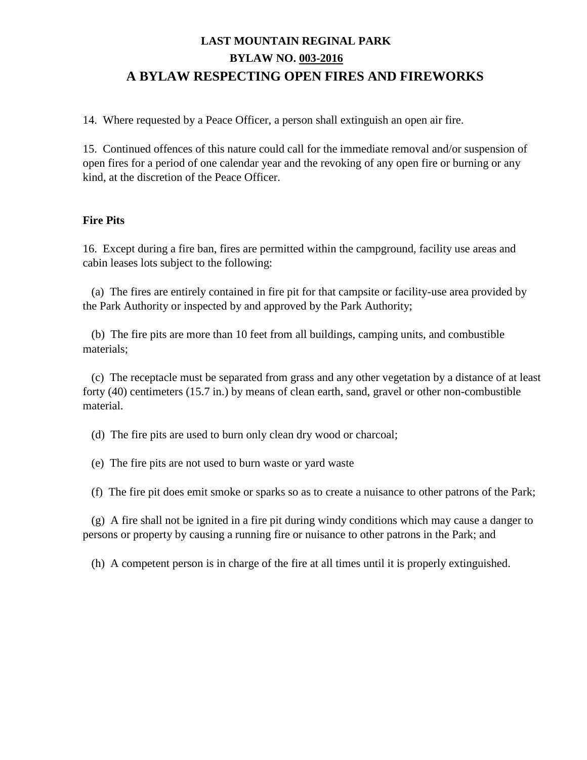**LAST MOUNTAIN REGINAL PARK**
**BYLAW NO. 003-2016**
**A BYLAW RESPECTING OPEN FIRES AND FIREWORKS**

14. Where requested by a Peace Officer, a person shall extinguish an open air fire.

15. Continued offences of this nature could call for the immediate removal and/or suspension of open fires for a period of one calendar year and the revoking of any open fire or burning or any kind, at the discretion of the Peace Officer.

**Fire Pits**

16. Except during a fire ban, fires are permitted within the campground, facility use areas and cabin leases lots subject to the following:

(a) The fires are entirely contained in fire pit for that campsite or facility-use area provided by the Park Authority or inspected by and approved by the Park Authority;

(b) The fire pits are more than 10 feet from all buildings, camping units, and combustible materials;

(c) The receptacle must be separated from grass and any other vegetation by a distance of at least forty (40) centimeters (15.7 in.) by means of clean earth, sand, gravel or other non-combustible material.

(d) The fire pits are used to burn only clean dry wood or charcoal;

(e) The fire pits are not used to burn waste or yard waste

(f) The fire pit does emit smoke or sparks so as to create a nuisance to other patrons of the Park;

(g) A fire shall not be ignited in a fire pit during windy conditions which may cause a danger to persons or property by causing a running fire or nuisance to other patrons in the Park; and

(h) A competent person is in charge of the fire at all times until it is properly extinguished.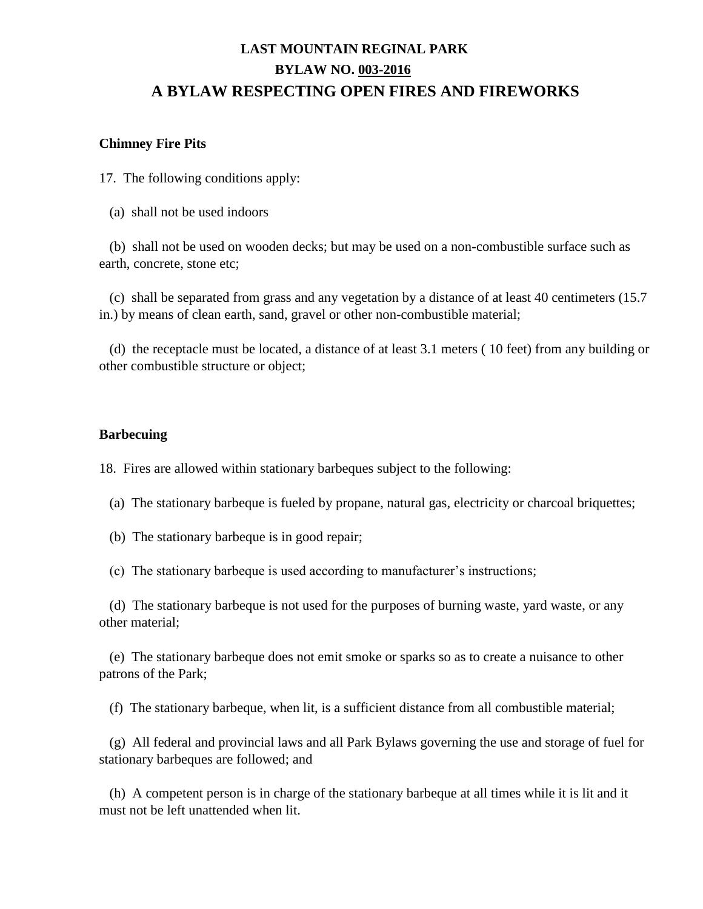# LAST MOUNTAIN REGINAL PARK

## BYLAW NO. 003-2016

## A BYLAW RESPECTING OPEN FIRES AND FIREWORKS

**Chimney Fire Pits**

17. The following conditions apply:

(a) shall not be used indoors

(b) shall not be used on wooden decks; but may be used on a non-combustible surface such as earth, concrete, stone etc;

(c) shall be separated from grass and any vegetation by a distance of at least 40 centimeters (15.7 in.) by means of clean earth, sand, gravel or other non-combustible material;

(d) the receptacle must be located, a distance of at least 3.1 meters ( 10 feet) from any building or other combustible structure or object;

**Barbecuing**

18. Fires are allowed within stationary barbeques subject to the following:

(a) The stationary barbeque is fueled by propane, natural gas, electricity or charcoal briquettes;

(b) The stationary barbeque is in good repair;

(c) The stationary barbeque is used according to manufacturer's instructions;

(d) The stationary barbeque is not used for the purposes of burning waste, yard waste, or any other material;

(e) The stationary barbeque does not emit smoke or sparks so as to create a nuisance to other patrons of the Park;

(f) The stationary barbeque, when lit, is a sufficient distance from all combustible material;

(g) All federal and provincial laws and all Park Bylaws governing the use and storage of fuel for stationary barbeques are followed; and

(h) A competent person is in charge of the stationary barbeque at all times while it is lit and it must not be left unattended when lit.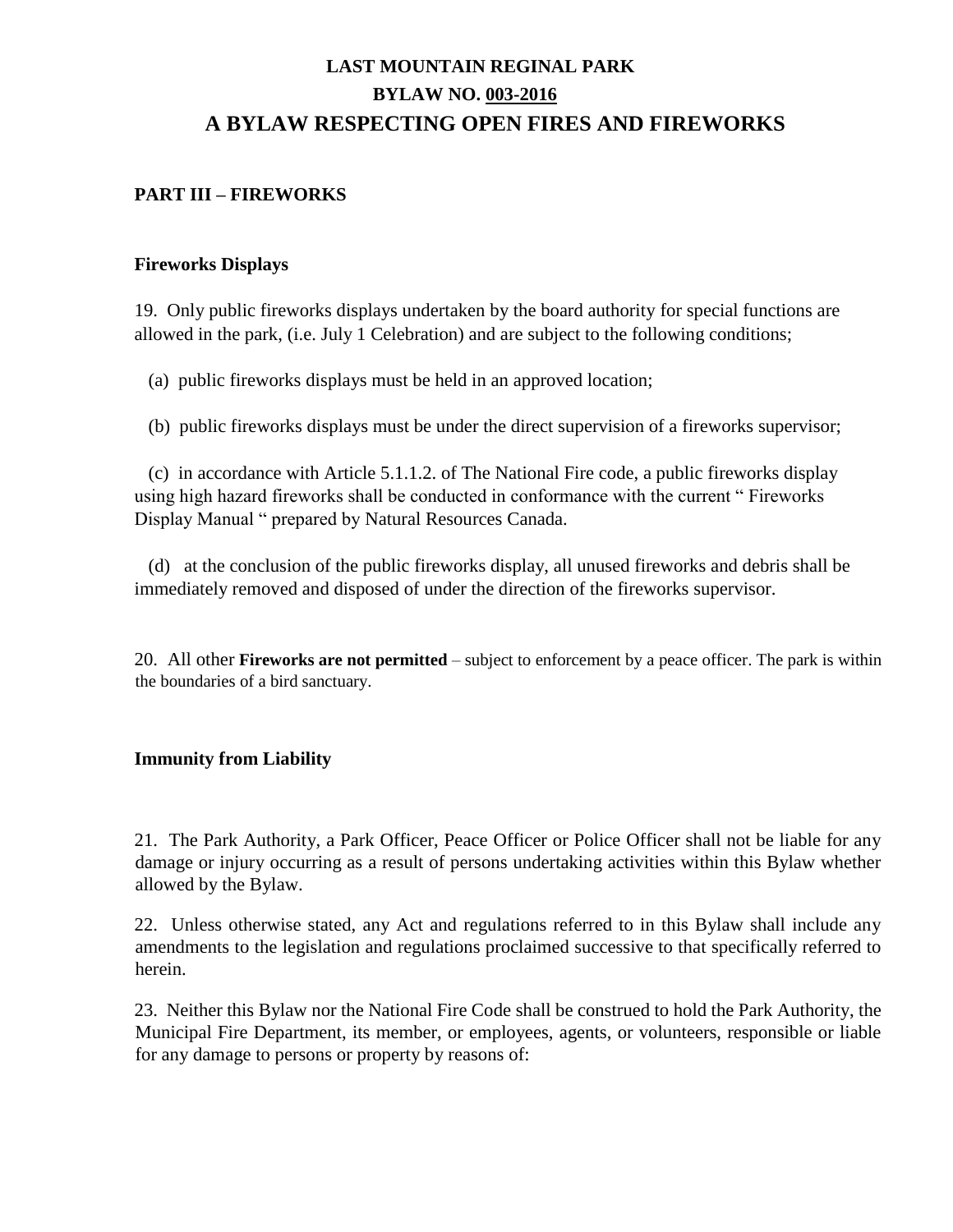# LAST MOUNTAIN REGINAL PARK
## BYLAW NO. 003-2016
## A BYLAW RESPECTING OPEN FIRES AND FIREWORKS

### PART III – FIREWORKS

#### Fireworks Displays

19. Only public fireworks displays undertaken by the board authority for special functions are allowed in the park, (i.e. July 1 Celebration) and are subject to the following conditions;

(a) public fireworks displays must be held in an approved location;

(b) public fireworks displays must be under the direct supervision of a fireworks supervisor;

(c) in accordance with Article 5.1.1.2. of The National Fire code, a public fireworks display using high hazard fireworks shall be conducted in conformance with the current " Fireworks Display Manual " prepared by Natural Resources Canada.

(d) at the conclusion of the public fireworks display, all unused fireworks and debris shall be immediately removed and disposed of under the direction of the fireworks supervisor.

20. All other **Fireworks are not permitted** – subject to enforcement by a peace officer. The park is within the boundaries of a bird sanctuary.

#### Immunity from Liability

21. The Park Authority, a Park Officer, Peace Officer or Police Officer shall not be liable for any damage or injury occurring as a result of persons undertaking activities within this Bylaw whether allowed by the Bylaw.

22. Unless otherwise stated, any Act and regulations referred to in this Bylaw shall include any amendments to the legislation and regulations proclaimed successive to that specifically referred to herein.

23. Neither this Bylaw nor the National Fire Code shall be construed to hold the Park Authority, the Municipal Fire Department, its member, or employees, agents, or volunteers, responsible or liable for any damage to persons or property by reasons of: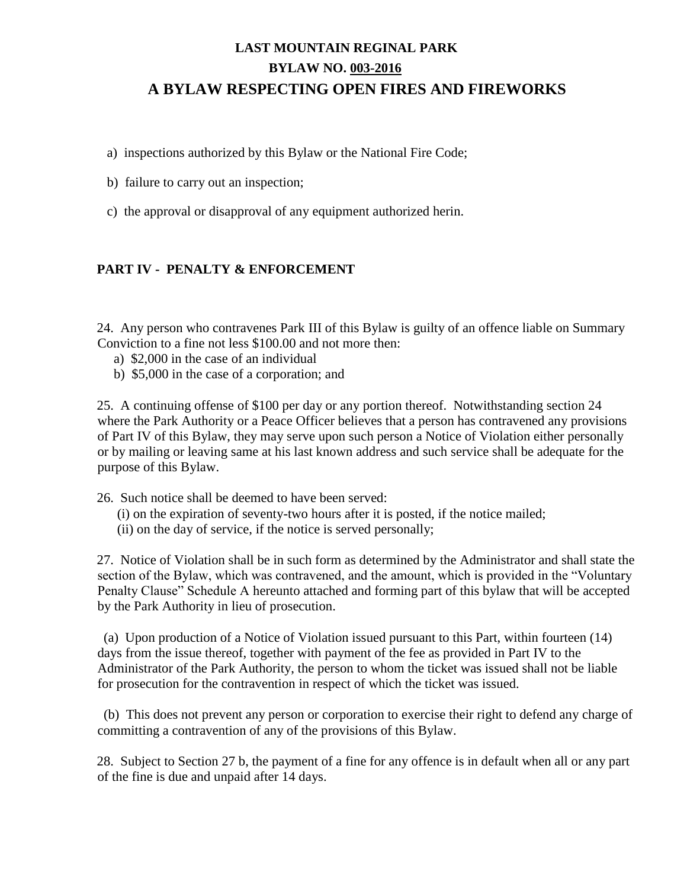# LAST MOUNTAIN REGINAL PARK
## BYLAW NO. 003-2016
## A BYLAW RESPECTING OPEN FIRES AND FIREWORKS

a) inspections authorized by this Bylaw or the National Fire Code;

b) failure to carry out an inspection;

c) the approval or disapproval of any equipment authorized herin.

### PART IV - PENALTY & ENFORCEMENT

24. Any person who contravenes Park III of this Bylaw is guilty of an offence liable on Summary Conviction to a fine not less \$100.00 and not more then:
   a) \$2,000 in the case of an individual
   b) \$5,000 in the case of a corporation; and

25. A continuing offense of \$100 per day or any portion thereof. Notwithstanding section 24 where the Park Authority or a Peace Officer believes that a person has contravened any provisions of Part IV of this Bylaw, they may serve upon such person a Notice of Violation either personally or by mailing or leaving same at his last known address and such service shall be adequate for the purpose of this Bylaw.

26. Such notice shall be deemed to have been served:
   (i) on the expiration of seventy-two hours after it is posted, if the notice mailed;
   (ii) on the day of service, if the notice is served personally;

27. Notice of Violation shall be in such form as determined by the Administrator and shall state the section of the Bylaw, which was contravened, and the amount, which is provided in the "Voluntary Penalty Clause" Schedule A hereunto attached and forming part of this bylaw that will be accepted by the Park Authority in lieu of prosecution.

(a) Upon production of a Notice of Violation issued pursuant to this Part, within fourteen (14) days from the issue thereof, together with payment of the fee as provided in Part IV to the Administrator of the Park Authority, the person to whom the ticket was issued shall not be liable for prosecution for the contravention in respect of which the ticket was issued.

(b) This does not prevent any person or corporation to exercise their right to defend any charge of committing a contravention of any of the provisions of this Bylaw.

28. Subject to Section 27 b, the payment of a fine for any offence is in default when all or any part of the fine is due and unpaid after 14 days.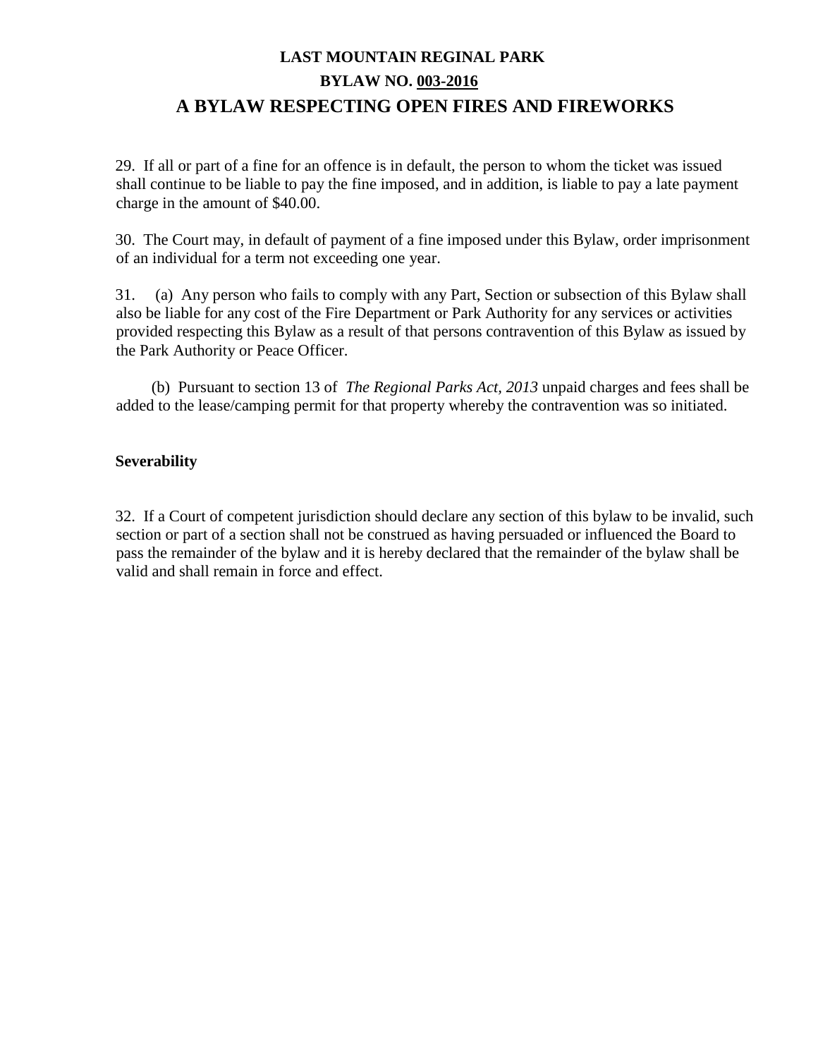29. If all or part of a fine for an offence is in default, the person to whom the ticket was issued shall continue to be liable to pay the fine imposed, and in addition, is liable to pay a late payment charge in the amount of $40.00.

30. The Court may, in default of payment of a fine imposed under this Bylaw, order imprisonment of an individual for a term not exceeding one year.

31. (a) Any person who fails to comply with any Part, Section or subsection of this Bylaw shall also be liable for any cost of the Fire Department or Park Authority for any services or activities provided respecting this Bylaw as a result of that persons contravention of this Bylaw as issued by the Park Authority or Peace Officer.

(b) Pursuant to section 13 of *The Regional Parks Act, 2013* unpaid charges and fees shall be added to the lease/camping permit for that property whereby the contravention was so initiated.

**Severability**

32. If a Court of competent jurisdiction should declare any section of this bylaw to be invalid, such section or part of a section shall not be construed as having persuaded or influenced the Board to pass the remainder of the bylaw and it is hereby declared that the remainder of the bylaw shall be valid and shall remain in force and effect.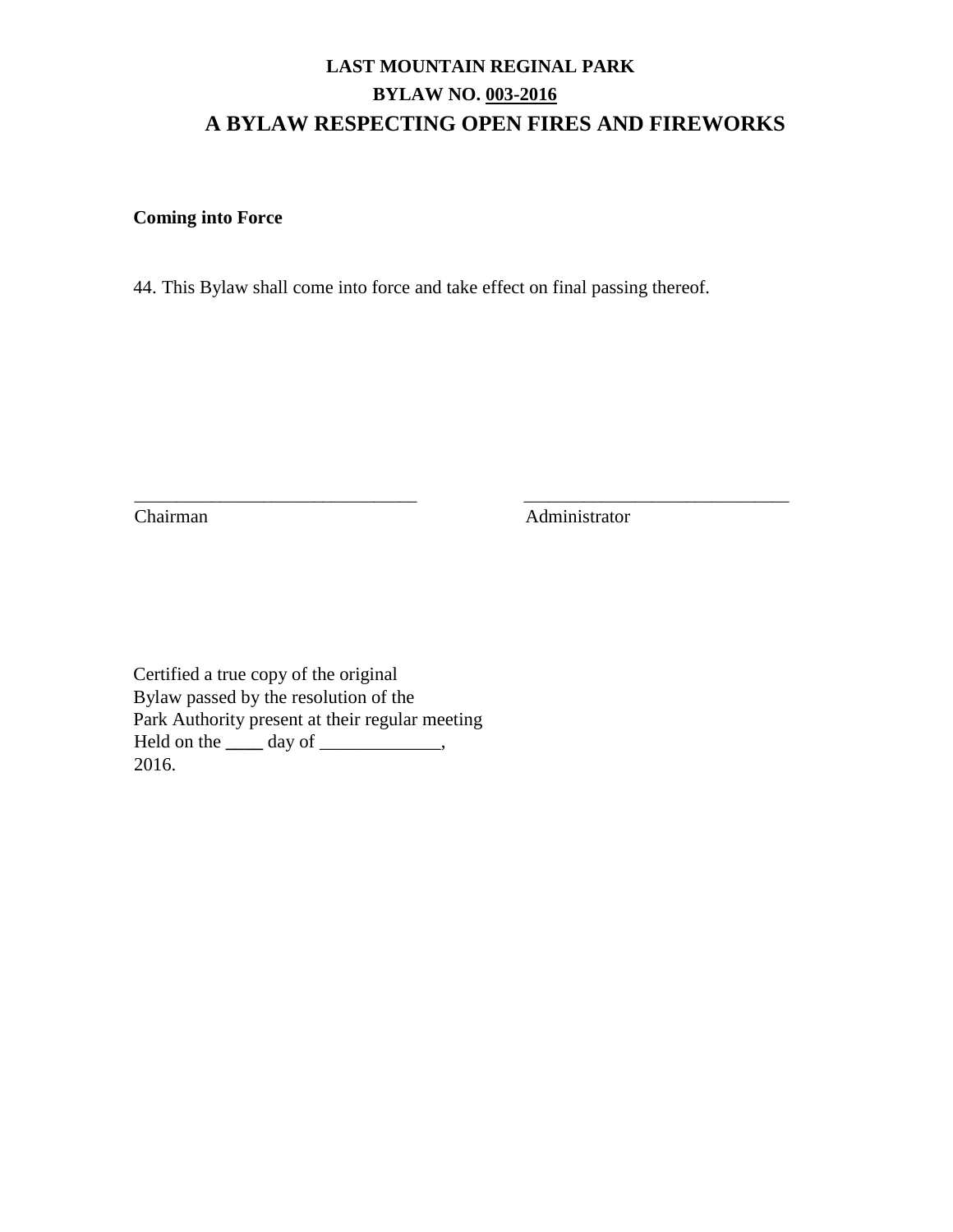# LAST MOUNTAIN REGINAL PARK

## BYLAW NO. 003-2016

## A BYLAW RESPECTING OPEN FIRES AND FIREWORKS

**Coming into Force**

44. This Bylaw shall come into force and take effect on final passing thereof.

\_\_\_\_\_\_\_\_\_\_\_\_\_\_\_\_\_\_\_\_\_\_\_\_\_\_\_\_\_\_ \_\_\_\_\_\_\_\_\_\_\_\_\_\_\_\_\_\_\_\_\_\_\_\_\_\_\_\_\_\_

Chairman Administrator

Certified a true copy of the original
Bylaw passed by the resolution of the
Park Authority present at their regular meeting
Held on the \_\_\_\_ day of \_\_\_\_\_\_\_\_\_\_\_\_\_,
2016.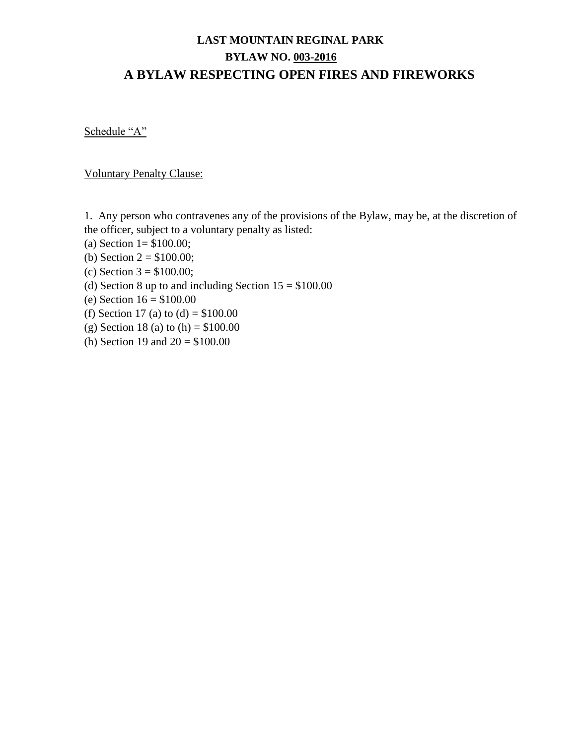# LAST MOUNTAIN REGINAL PARK

## BYLAW NO. 003-2016

## A BYLAW RESPECTING OPEN FIRES AND FIREWORKS

Schedule "A"

Voluntary Penalty Clause:

1. Any person who contravenes any of the provisions of the Bylaw, may be, at the discretion of the officer, subject to a voluntary penalty as listed:

(a) Section 1= $100.00;
(b) Section 2 = $100.00;
(c) Section 3 = $100.00;
(d) Section 8 up to and including Section 15 = $100.00
(e) Section 16 = $100.00
(f) Section 17 (a) to (d) = $100.00
(g) Section 18 (a) to (h) = $100.00
(h) Section 19 and 20 = $100.00